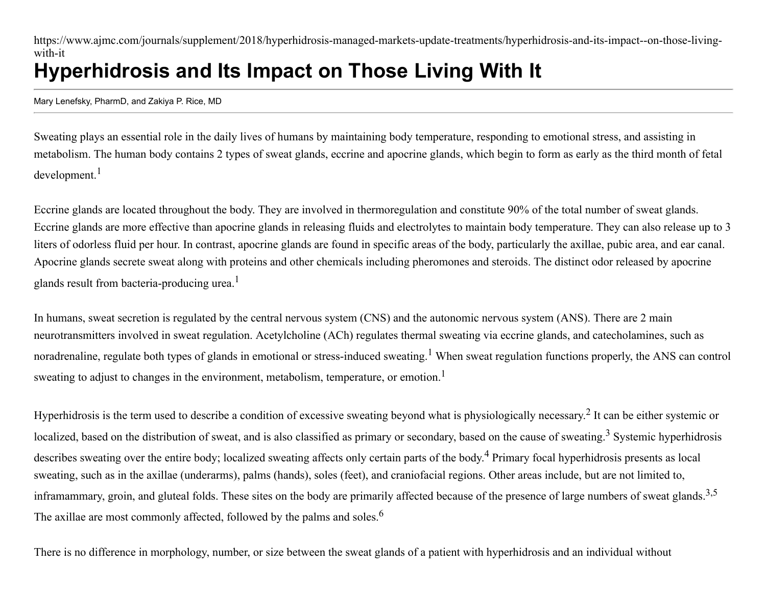https://www.ajmc.com/journals/supplement/2018/hyperhidrosis-managed-markets-update-treatments/hyperhidrosis-and-its-impact--on-those-living-with-it

# Hyperhidrosis and Its Impact on Those Living With It

Mary Lenefsky, PharmD, and Zakiya P. Rice, MD

Sweating plays an essential role in the daily lives of humans by maintaining body temperature, responding to emotional stress, and assisting in metabolism. The human body contains 2 types of sweat glands, eccrine and apocrine glands, which begin to form as early as the third month of fetal development.[1]

Eccrine glands are located throughout the body. They are involved in thermoregulation and constitute 90% of the total number of sweat glands. Eccrine glands are more effective than apocrine glands in releasing fluids and electrolytes to maintain body temperature. They can also release up to 3 liters of odorless fluid per hour. In contrast, apocrine glands are found in specific areas of the body, particularly the axillae, pubic area, and ear canal. Apocrine glands secrete sweat along with proteins and other chemicals including pheromones and steroids. The distinct odor released by apocrine glands result from bacteria-producing urea.[1]

In humans, sweat secretion is regulated by the central nervous system (CNS) and the autonomic nervous system (ANS). There are 2 main neurotransmitters involved in sweat regulation. Acetylcholine (ACh) regulates thermal sweating via eccrine glands, and catecholamines, such as noradrenaline, regulate both types of glands in emotional or stress-induced sweating.[1] When sweat regulation functions properly, the ANS can control sweating to adjust to changes in the environment, metabolism, temperature, or emotion.[1]

Hyperhidrosis is the term used to describe a condition of excessive sweating beyond what is physiologically necessary.[2] It can be either systemic or localized, based on the distribution of sweat, and is also classified as primary or secondary, based on the cause of sweating.[3] Systemic hyperhidrosis describes sweating over the entire body; localized sweating affects only certain parts of the body.[4] Primary focal hyperhidrosis presents as local sweating, such as in the axillae (underarms), palms (hands), soles (feet), and craniofacial regions. Other areas include, but are not limited to, inframammary, groin, and gluteal folds. These sites on the body are primarily affected because of the presence of large numbers of sweat glands.[3,5] The axillae are most commonly affected, followed by the palms and soles.[6]

There is no difference in morphology, number, or size between the sweat glands of a patient with hyperhidrosis and an individual without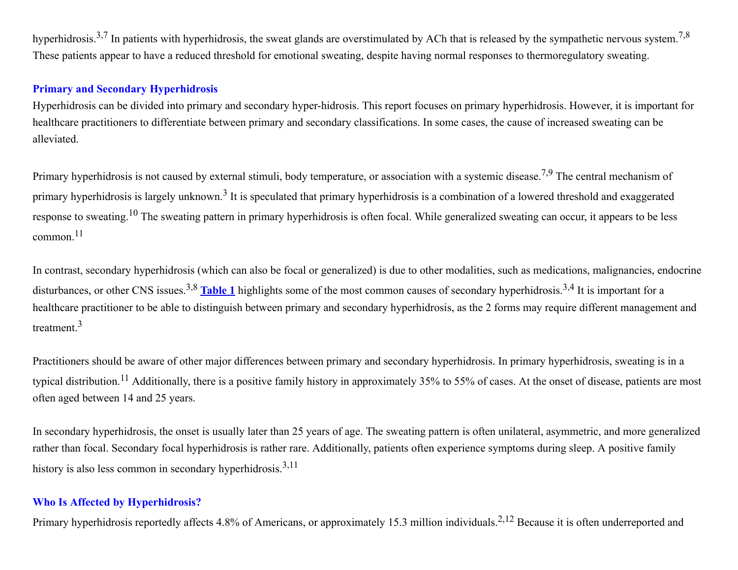hyperhidrosis.[3,7] In patients with hyperhidrosis, the sweat glands are overstimulated by ACh that is released by the sympathetic nervous system.[7,8] These patients appear to have a reduced threshold for emotional sweating, despite having normal responses to thermoregulatory sweating.

### Primary and Secondary Hyperhidrosis

Hyperhidrosis can be divided into primary and secondary hyper-hidrosis. This report focuses on primary hyperhidrosis. However, it is important for healthcare practitioners to differentiate between primary and secondary classifications. In some cases, the cause of increased sweating can be alleviated.

Primary hyperhidrosis is not caused by external stimuli, body temperature, or association with a systemic disease.[7,9] The central mechanism of primary hyperhidrosis is largely unknown.[3] It is speculated that primary hyperhidrosis is a combination of a lowered threshold and exaggerated response to sweating.[10] The sweating pattern in primary hyperhidrosis is often focal. While generalized sweating can occur, it appears to be less common.[11]

In contrast, secondary hyperhidrosis (which can also be focal or generalized) is due to other modalities, such as medications, malignancies, endocrine disturbances, or other CNS issues.[3,8] **Table 1** highlights some of the most common causes of secondary hyperhidrosis.[3,4] It is important for a healthcare practitioner to be able to distinguish between primary and secondary hyperhidrosis, as the 2 forms may require different management and treatment.[3]

Practitioners should be aware of other major differences between primary and secondary hyperhidrosis. In primary hyperhidrosis, sweating is in a typical distribution.[11] Additionally, there is a positive family history in approximately 35% to 55% of cases. At the onset of disease, patients are most often aged between 14 and 25 years.

In secondary hyperhidrosis, the onset is usually later than 25 years of age. The sweating pattern is often unilateral, asymmetric, and more generalized rather than focal. Secondary focal hyperhidrosis is rather rare. Additionally, patients often experience symptoms during sleep. A positive family history is also less common in secondary hyperhidrosis.[3,11]

### Who Is Affected by Hyperhidrosis?

Primary hyperhidrosis reportedly affects 4.8% of Americans, or approximately 15.3 million individuals.[2,12] Because it is often underreported and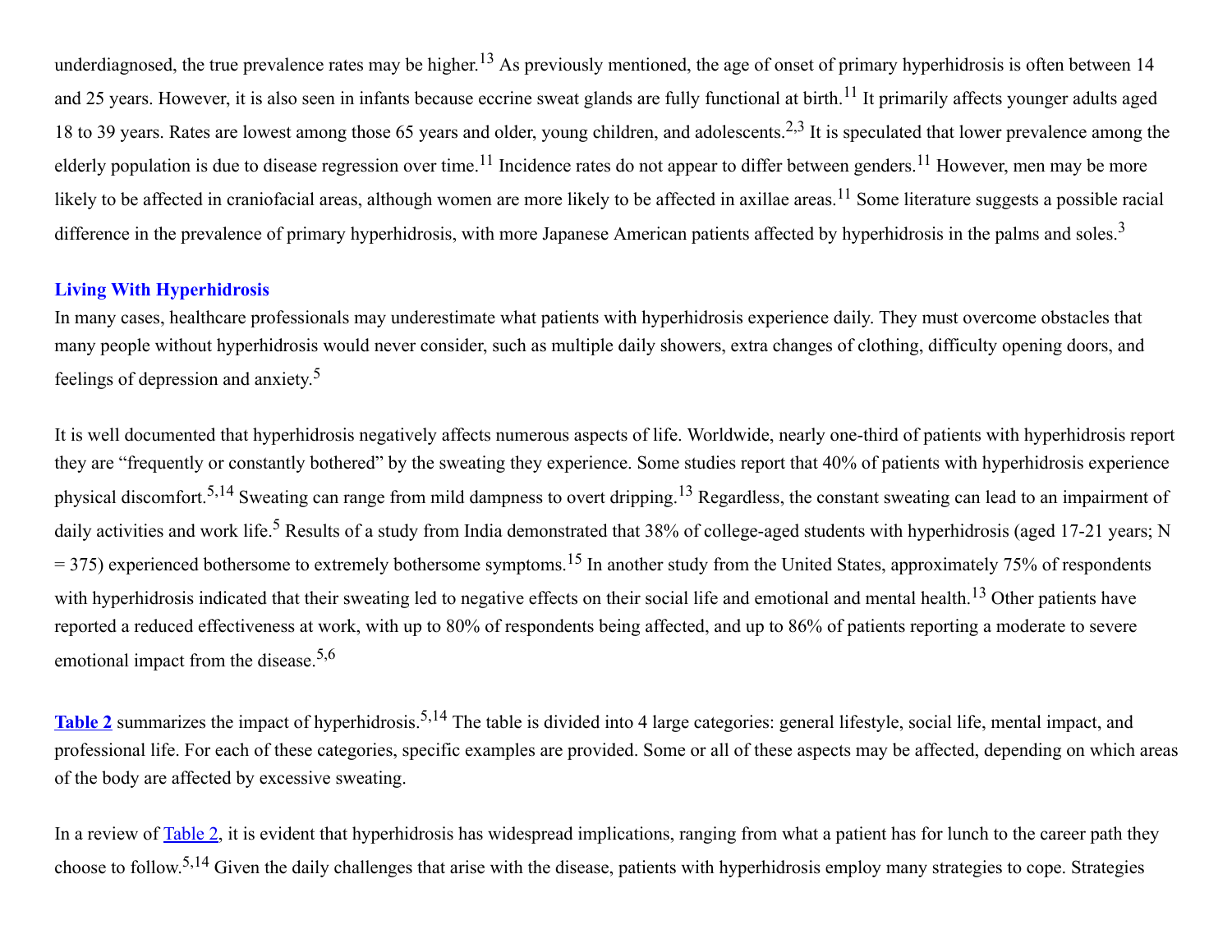underdiagnosed, the true prevalence rates may be higher.[13] As previously mentioned, the age of onset of primary hyperhidrosis is often between 14 and 25 years. However, it is also seen in infants because eccrine sweat glands are fully functional at birth.[11] It primarily affects younger adults aged 18 to 39 years. Rates are lowest among those 65 years and older, young children, and adolescents.[2,3] It is speculated that lower prevalence among the elderly population is due to disease regression over time.[11] Incidence rates do not appear to differ between genders.[11] However, men may be more likely to be affected in craniofacial areas, although women are more likely to be affected in axillae areas.[11] Some literature suggests a possible racial difference in the prevalence of primary hyperhidrosis, with more Japanese American patients affected by hyperhidrosis in the palms and soles.[3]

## Living With Hyperhidrosis

In many cases, healthcare professionals may underestimate what patients with hyperhidrosis experience daily. They must overcome obstacles that many people without hyperhidrosis would never consider, such as multiple daily showers, extra changes of clothing, difficulty opening doors, and feelings of depression and anxiety.[5]

It is well documented that hyperhidrosis negatively affects numerous aspects of life. Worldwide, nearly one-third of patients with hyperhidrosis report they are "frequently or constantly bothered" by the sweating they experience. Some studies report that 40% of patients with hyperhidrosis experience physical discomfort.[5,14] Sweating can range from mild dampness to overt dripping.[13] Regardless, the constant sweating can lead to an impairment of daily activities and work life.[5] Results of a study from India demonstrated that 38% of college-aged students with hyperhidrosis (aged 17-21 years; N = 375) experienced bothersome to extremely bothersome symptoms.[15] In another study from the United States, approximately 75% of respondents with hyperhidrosis indicated that their sweating led to negative effects on their social life and emotional and mental health.[13] Other patients have reported a reduced effectiveness at work, with up to 80% of respondents being affected, and up to 86% of patients reporting a moderate to severe emotional impact from the disease.[5,6]

**Table 2** summarizes the impact of hyperhidrosis.[5,14] The table is divided into 4 large categories: general lifestyle, social life, mental impact, and professional life. For each of these categories, specific examples are provided. Some or all of these aspects may be affected, depending on which areas of the body are affected by excessive sweating.

In a review of Table 2, it is evident that hyperhidrosis has widespread implications, ranging from what a patient has for lunch to the career path they choose to follow.[5,14] Given the daily challenges that arise with the disease, patients with hyperhidrosis employ many strategies to cope. Strategies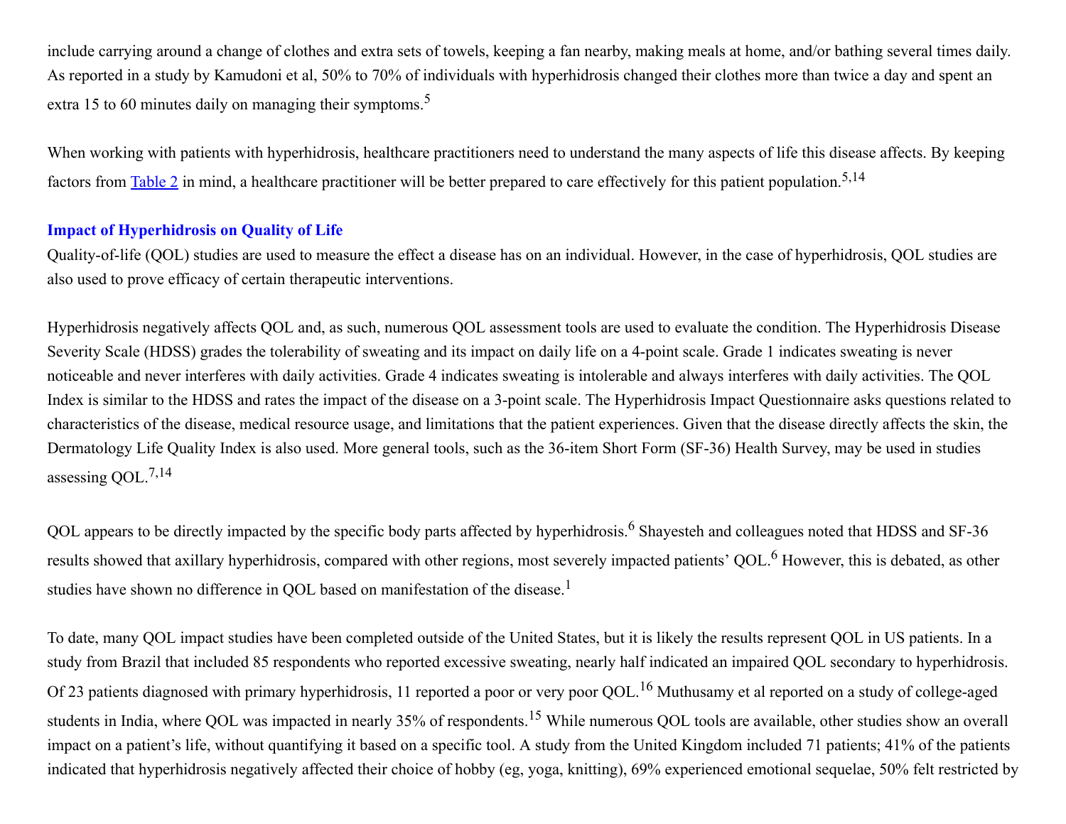include carrying around a change of clothes and extra sets of towels, keeping a fan nearby, making meals at home, and/or bathing several times daily. As reported in a study by Kamudoni et al, 50% to 70% of individuals with hyperhidrosis changed their clothes more than twice a day and spent an extra 15 to 60 minutes daily on managing their symptoms.[5]

When working with patients with hyperhidrosis, healthcare practitioners need to understand the many aspects of life this disease affects. By keeping factors from Table 2 in mind, a healthcare practitioner will be better prepared to care effectively for this patient population.[5,14]

## Impact of Hyperhidrosis on Quality of Life

Quality-of-life (QOL) studies are used to measure the effect a disease has on an individual. However, in the case of hyperhidrosis, QOL studies are also used to prove efficacy of certain therapeutic interventions.

Hyperhidrosis negatively affects QOL and, as such, numerous QOL assessment tools are used to evaluate the condition. The Hyperhidrosis Disease Severity Scale (HDSS) grades the tolerability of sweating and its impact on daily life on a 4-point scale. Grade 1 indicates sweating is never noticeable and never interferes with daily activities. Grade 4 indicates sweating is intolerable and always interferes with daily activities. The QOL Index is similar to the HDSS and rates the impact of the disease on a 3-point scale. The Hyperhidrosis Impact Questionnaire asks questions related to characteristics of the disease, medical resource usage, and limitations that the patient experiences. Given that the disease directly affects the skin, the Dermatology Life Quality Index is also used. More general tools, such as the 36-item Short Form (SF-36) Health Survey, may be used in studies assessing QOL.[7,14]

QOL appears to be directly impacted by the specific body parts affected by hyperhidrosis.[6] Shayesteh and colleagues noted that HDSS and SF-36 results showed that axillary hyperhidrosis, compared with other regions, most severely impacted patients' QOL.[6] However, this is debated, as other studies have shown no difference in QOL based on manifestation of the disease.[1]

To date, many QOL impact studies have been completed outside of the United States, but it is likely the results represent QOL in US patients. In a study from Brazil that included 85 respondents who reported excessive sweating, nearly half indicated an impaired QOL secondary to hyperhidrosis. Of 23 patients diagnosed with primary hyperhidrosis, 11 reported a poor or very poor QOL.[16] Muthusamy et al reported on a study of college-aged students in India, where QOL was impacted in nearly 35% of respondents.[15] While numerous QOL tools are available, other studies show an overall impact on a patient's life, without quantifying it based on a specific tool. A study from the United Kingdom included 71 patients; 41% of the patients indicated that hyperhidrosis negatively affected their choice of hobby (eg, yoga, knitting), 69% experienced emotional sequelae, 50% felt restricted by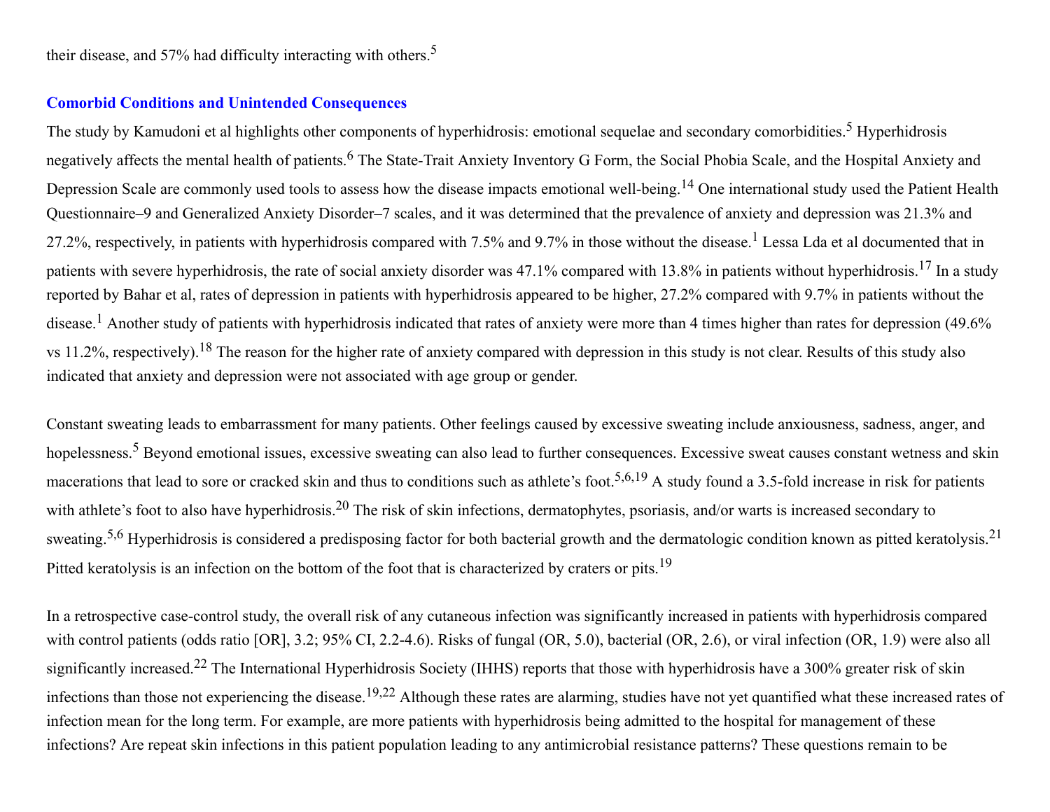their disease, and 57% had difficulty interacting with others.[5]

## Comorbid Conditions and Unintended Consequences

The study by Kamudoni et al highlights other components of hyperhidrosis: emotional sequelae and secondary comorbidities.[5] Hyperhidrosis negatively affects the mental health of patients.[6] The State-Trait Anxiety Inventory G Form, the Social Phobia Scale, and the Hospital Anxiety and Depression Scale are commonly used tools to assess how the disease impacts emotional well-being.[14] One international study used the Patient Health Questionnaire–9 and Generalized Anxiety Disorder–7 scales, and it was determined that the prevalence of anxiety and depression was 21.3% and 27.2%, respectively, in patients with hyperhidrosis compared with 7.5% and 9.7% in those without the disease.[1] Lessa Lda et al documented that in patients with severe hyperhidrosis, the rate of social anxiety disorder was 47.1% compared with 13.8% in patients without hyperhidrosis.[17] In a study reported by Bahar et al, rates of depression in patients with hyperhidrosis appeared to be higher, 27.2% compared with 9.7% in patients without the disease.[1] Another study of patients with hyperhidrosis indicated that rates of anxiety were more than 4 times higher than rates for depression (49.6% vs 11.2%, respectively).[18] The reason for the higher rate of anxiety compared with depression in this study is not clear. Results of this study also indicated that anxiety and depression were not associated with age group or gender.

Constant sweating leads to embarrassment for many patients. Other feelings caused by excessive sweating include anxiousness, sadness, anger, and hopelessness.[5] Beyond emotional issues, excessive sweating can also lead to further consequences. Excessive sweat causes constant wetness and skin macerations that lead to sore or cracked skin and thus to conditions such as athlete's foot.[5,6,19] A study found a 3.5-fold increase in risk for patients with athlete's foot to also have hyperhidrosis.[20] The risk of skin infections, dermatophytes, psoriasis, and/or warts is increased secondary to sweating.[5,6] Hyperhidrosis is considered a predisposing factor for both bacterial growth and the dermatologic condition known as pitted keratolysis.[21] Pitted keratolysis is an infection on the bottom of the foot that is characterized by craters or pits.[19]

In a retrospective case-control study, the overall risk of any cutaneous infection was significantly increased in patients with hyperhidrosis compared with control patients (odds ratio [OR], 3.2; 95% CI, 2.2-4.6). Risks of fungal (OR, 5.0), bacterial (OR, 2.6), or viral infection (OR, 1.9) were also all significantly increased.[22] The International Hyperhidrosis Society (IHHS) reports that those with hyperhidrosis have a 300% greater risk of skin infections than those not experiencing the disease.[19,22] Although these rates are alarming, studies have not yet quantified what these increased rates of infection mean for the long term. For example, are more patients with hyperhidrosis being admitted to the hospital for management of these infections? Are repeat skin infections in this patient population leading to any antimicrobial resistance patterns? These questions remain to be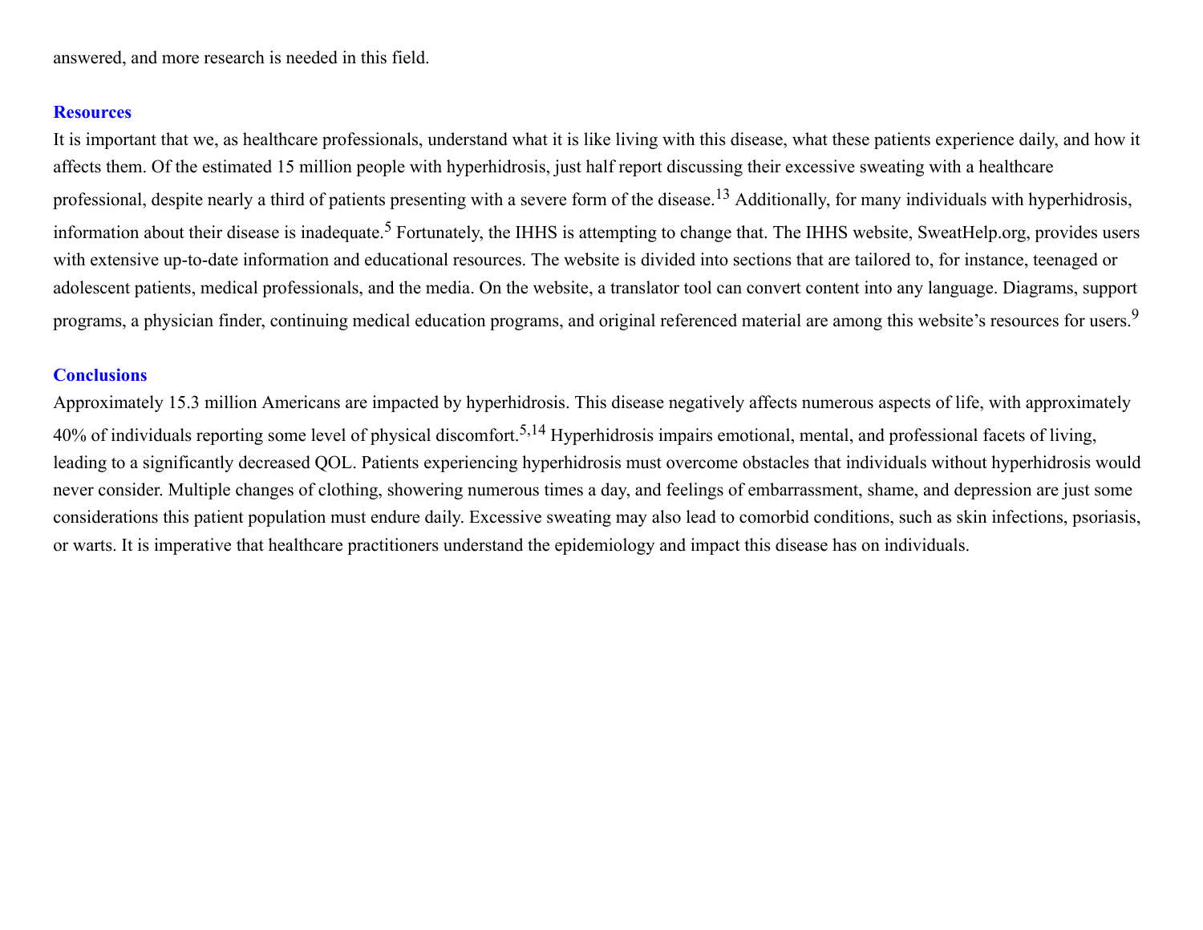answered, and more research is needed in this field.

## Resources

It is important that we, as healthcare professionals, understand what it is like living with this disease, what these patients experience daily, and how it affects them. Of the estimated 15 million people with hyperhidrosis, just half report discussing their excessive sweating with a healthcare professional, despite nearly a third of patients presenting with a severe form of the disease.[13] Additionally, for many individuals with hyperhidrosis, information about their disease is inadequate.[5] Fortunately, the IHHS is attempting to change that. The IHHS website, SweatHelp.org, provides users with extensive up-to-date information and educational resources. The website is divided into sections that are tailored to, for instance, teenaged or adolescent patients, medical professionals, and the media. On the website, a translator tool can convert content into any language. Diagrams, support programs, a physician finder, continuing medical education programs, and original referenced material are among this website's resources for users.[9]

## Conclusions

Approximately 15.3 million Americans are impacted by hyperhidrosis. This disease negatively affects numerous aspects of life, with approximately 40% of individuals reporting some level of physical discomfort.[5,14] Hyperhidrosis impairs emotional, mental, and professional facets of living, leading to a significantly decreased QOL. Patients experiencing hyperhidrosis must overcome obstacles that individuals without hyperhidrosis would never consider. Multiple changes of clothing, showering numerous times a day, and feelings of embarrassment, shame, and depression are just some considerations this patient population must endure daily. Excessive sweating may also lead to comorbid conditions, such as skin infections, psoriasis, or warts. It is imperative that healthcare practitioners understand the epidemiology and impact this disease has on individuals.